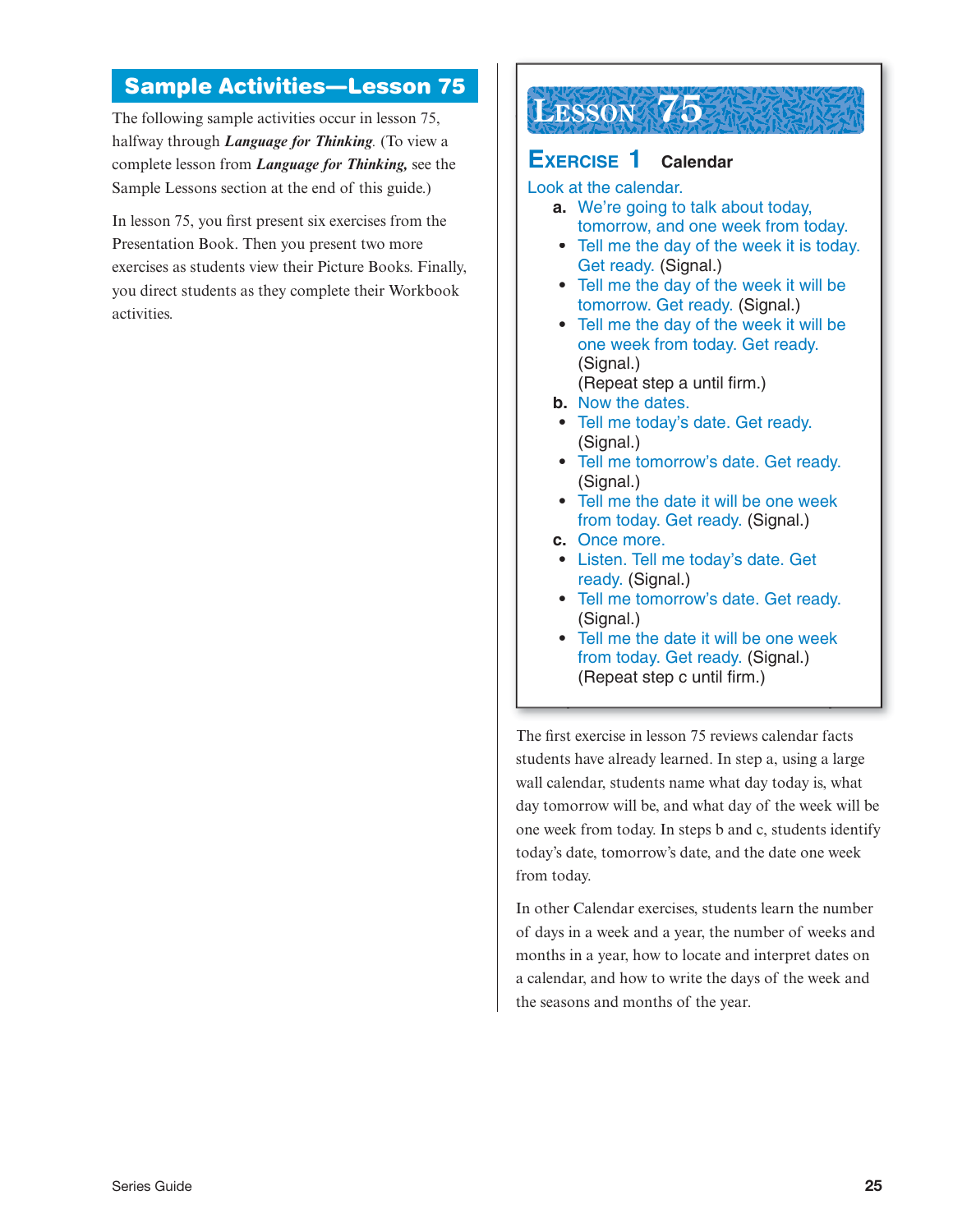## Sample Activities—Lesson 75

The following sample activities occur in lesson 75, halfway through ***Language for Thinking***. (To view a complete lesson from ***Language for Thinking,*** see the Sample Lessons section at the end of this guide.)

In lesson 75, you first present six exercises from the Presentation Book. Then you present two more exercises as students view their Picture Books. Finally, you direct students as they complete their Workbook activities.

# Lesson 75

### Exercise 1 Calendar

Look at the calendar.

**a.** We're going to talk about today, tomorrow, and one week from today.

- Tell me the day of the week it is today. Get ready. (Signal.)
- Tell me the day of the week it will be tomorrow. Get ready. (Signal.)
- Tell me the day of the week it will be one week from today. Get ready. (Signal.)

(Repeat step a until firm.)

**b.** Now the dates.

- Tell me today's date. Get ready. (Signal.)
- Tell me tomorrow's date. Get ready. (Signal.)
- Tell me the date it will be one week from today. Get ready. (Signal.)

**c.** Once more.

- Listen. Tell me today's date. Get ready. (Signal.)
- Tell me tomorrow's date. Get ready. (Signal.)
- Tell me the date it will be one week from today. Get ready. (Signal.)

(Repeat step c until firm.)

The first exercise in lesson 75 reviews calendar facts students have already learned. In step a, using a large wall calendar, students name what day today is, what day tomorrow will be, and what day of the week will be one week from today. In steps b and c, students identify today's date, tomorrow's date, and the date one week from today.

In other Calendar exercises, students learn the number of days in a week and a year, the number of weeks and months in a year, how to locate and interpret dates on a calendar, and how to write the days of the week and the seasons and months of the year.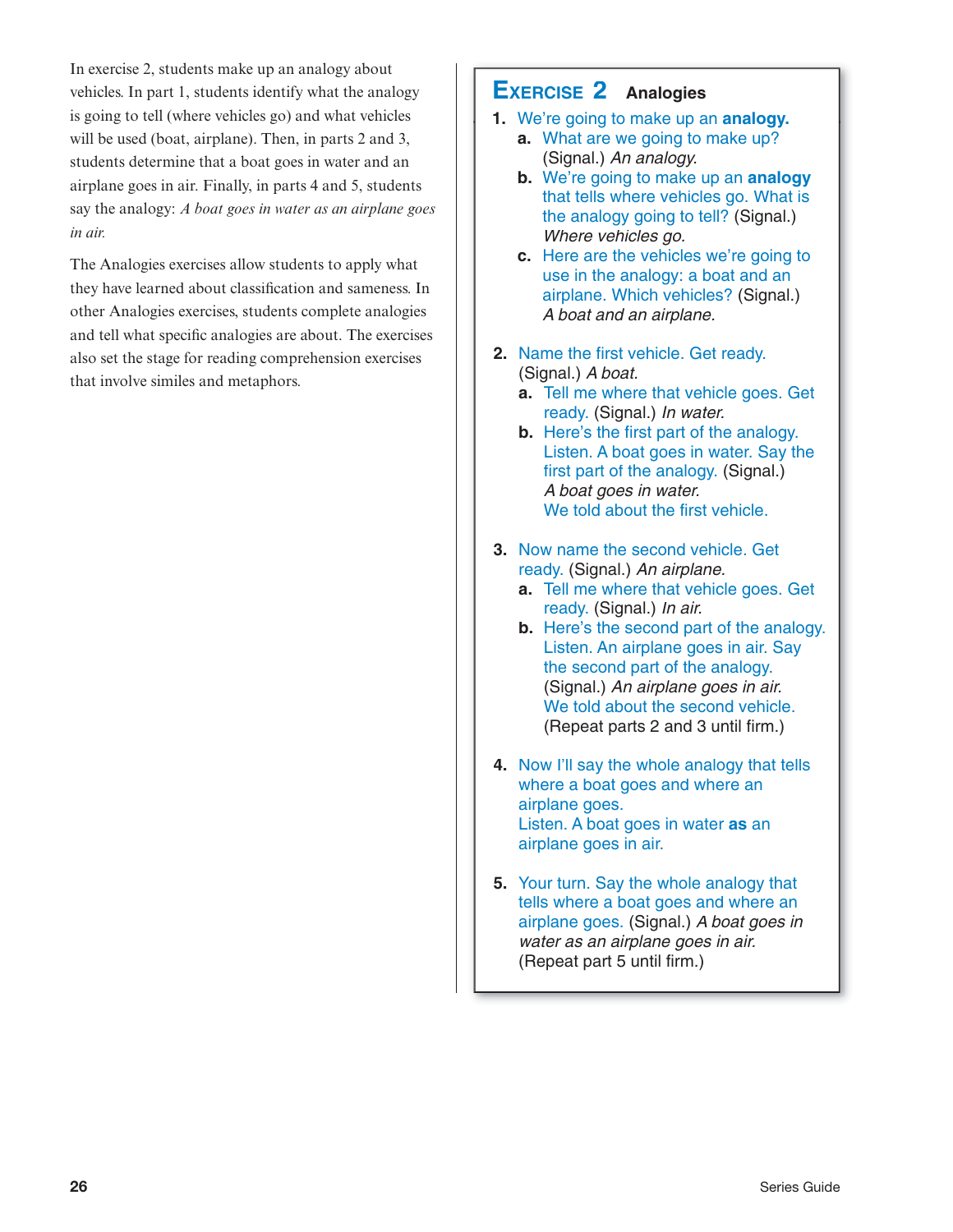In exercise 2, students make up an analogy about vehicles. In part 1, students identify what the analogy is going to tell (where vehicles go) and what vehicles will be used (boat, airplane). Then, in parts 2 and 3, students determine that a boat goes in water and an airplane goes in air. Finally, in parts 4 and 5, students say the analogy: *A boat goes in water as an airplane goes in air.*

The Analogies exercises allow students to apply what they have learned about classification and sameness. In other Analogies exercises, students complete analogies and tell what specific analogies are about. The exercises also set the stage for reading comprehension exercises that involve similes and metaphors.

## EXERCISE 2 Analogies

1. We're going to make up an **analogy.**
   a. What are we going to make up? (Signal.) *An analogy.*
   b. We're going to make up an **analogy** that tells where vehicles go. What is the analogy going to tell? (Signal.) *Where vehicles go.*
   c. Here are the vehicles we're going to use in the analogy: a boat and an airplane. Which vehicles? (Signal.) *A boat and an airplane.*

2. Name the first vehicle. Get ready. (Signal.) *A boat.*
   a. Tell me where that vehicle goes. Get ready. (Signal.) *In water.*
   b. Here's the first part of the analogy. Listen. A boat goes in water. Say the first part of the analogy. (Signal.) *A boat goes in water.*
      We told about the first vehicle.

3. Now name the second vehicle. Get ready. (Signal.) *An airplane.*
   a. Tell me where that vehicle goes. Get ready. (Signal.) *In air.*
   b. Here's the second part of the analogy. Listen. An airplane goes in air. Say the second part of the analogy. (Signal.) *An airplane goes in air.*
      We told about the second vehicle.
      (Repeat parts 2 and 3 until firm.)

4. Now I'll say the whole analogy that tells where a boat goes and where an airplane goes.
   Listen. A boat goes in water **as** an airplane goes in air.

5. Your turn. Say the whole analogy that tells where a boat goes and where an airplane goes. (Signal.) *A boat goes in water as an airplane goes in air.*
   (Repeat part 5 until firm.)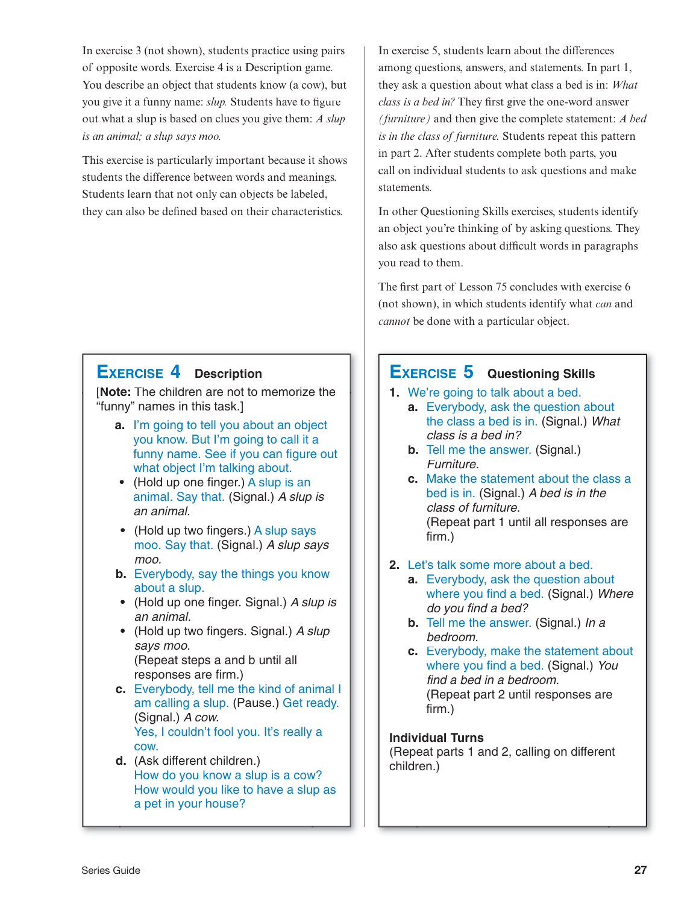In exercise 3 (not shown), students practice using pairs of opposite words. Exercise 4 is a Description game. You describe an object that students know (a cow), but you give it a funny name: *slup.* Students have to figure out what a slup is based on clues you give them: *A slup is an animal; a slup says moo.*

This exercise is particularly important because it shows students the difference between words and meanings. Students learn that not only can objects be labeled, they can also be defined based on their characteristics.

In exercise 5, students learn about the differences among questions, answers, and statements. In part 1, they ask a question about what class a bed is in: *What class is a bed in?* They first give the one-word answer *(furniture)* and then give the complete statement: *A bed is in the class of furniture.* Students repeat this pattern in part 2. After students complete both parts, you call on individual students to ask questions and make statements.

In other Questioning Skills exercises, students identify an object you're thinking of by asking questions. They also ask questions about difficult words in paragraphs you read to them.

The first part of Lesson 75 concludes with exercise 6 (not shown), in which students identify what *can* and *cannot* be done with a particular object.

## Exercise 4 Description

[**Note:** The children are not to memorize the "funny" names in this task.]

**a.** I'm going to tell you about an object you know. But I'm going to call it a funny name. See if you can figure out what object I'm talking about.

- (Hold up one finger.) A slup is an animal. Say that. (Signal.) *A slup is an animal.*
- (Hold up two fingers.) A slup says moo. Say that. (Signal.) *A slup says moo.*

**b.** Everybody, say the things you know about a slup.

- (Hold up one finger. Signal.) *A slup is an animal.*
- (Hold up two fingers. Signal.) *A slup says moo.*

(Repeat steps a and b until all responses are firm.)

**c.** Everybody, tell me the kind of animal I am calling a slup. (Pause.) Get ready. (Signal.) *A cow.*
Yes, I couldn't fool you. It's really a cow.

**d.** (Ask different children.)
How do you know a slup is a cow?
How would you like to have a slup as a pet in your house?

## Exercise 5 Questioning Skills

**1.** We're going to talk about a bed.

**a.** Everybody, ask the question about the class a bed is in. (Signal.) *What class is a bed in?*

**b.** Tell me the answer. (Signal.) *Furniture.*

**c.** Make the statement about the class a bed is in. (Signal.) *A bed is in the class of furniture.*
(Repeat part 1 until all responses are firm.)

**2.** Let's talk some more about a bed.

**a.** Everybody, ask the question about where you find a bed. (Signal.) *Where do you find a bed?*

**b.** Tell me the answer. (Signal.) *In a bedroom.*

**c.** Everybody, make the statement about where you find a bed. (Signal.) *You find a bed in a bedroom.*
(Repeat part 2 until responses are firm.)

**Individual Turns**
(Repeat parts 1 and 2, calling on different children.)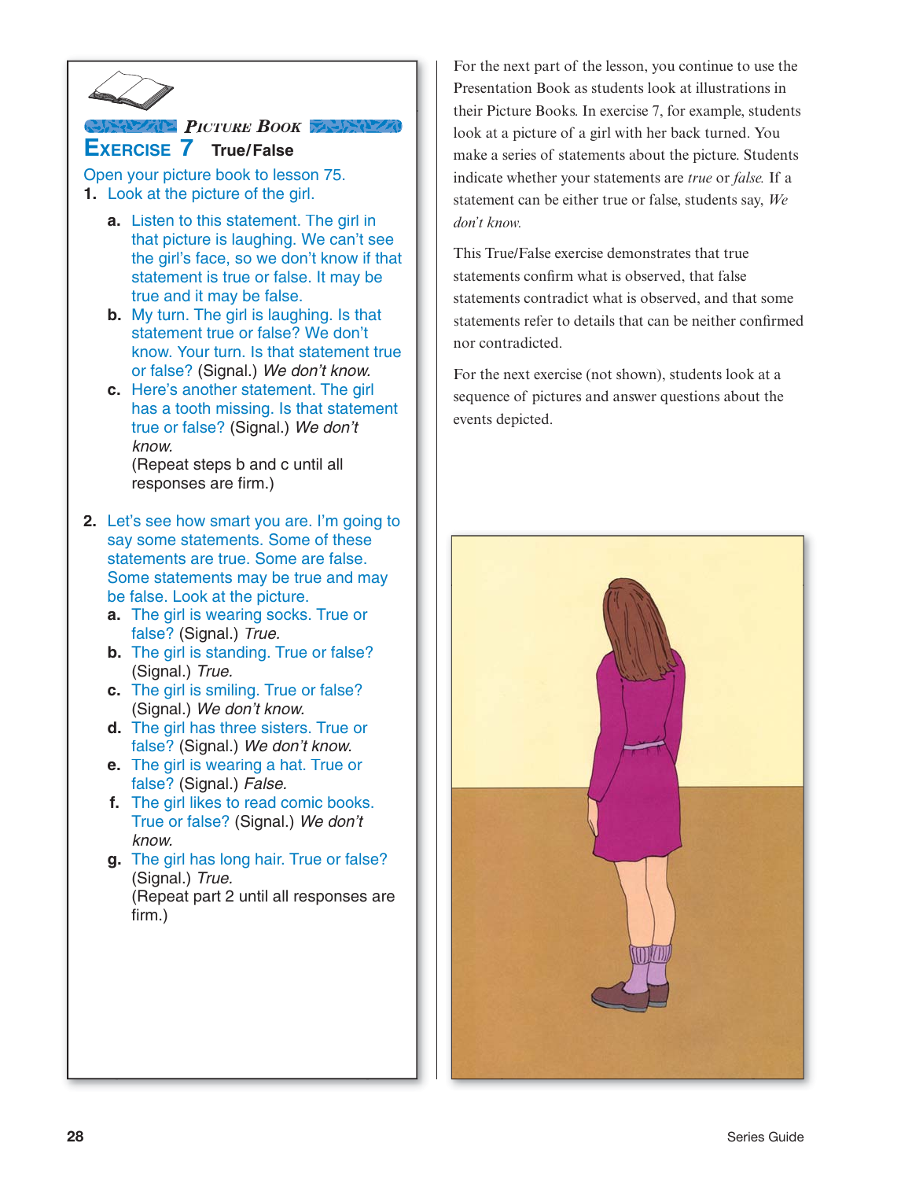## PICTURE BOOK

### EXERCISE 7 True/False

Open your picture book to lesson 75.

1. Look at the picture of the girl.
   - **a.** Listen to this statement. The girl in that picture is laughing. We can't see the girl's face, so we don't know if that statement is true or false. It may be true and it may be false.
   - **b.** My turn. The girl is laughing. Is that statement true or false? We don't know. Your turn. Is that statement true or false? (Signal.) *We don't know.*
   - **c.** Here's another statement. The girl has a tooth missing. Is that statement true or false? (Signal.) *We don't know.*
     (Repeat steps b and c until all responses are firm.)

2. Let's see how smart you are. I'm going to say some statements. Some of these statements are true. Some are false. Some statements may be true and may be false. Look at the picture.
   - **a.** The girl is wearing socks. True or false? (Signal.) *True.*
   - **b.** The girl is standing. True or false? (Signal.) *True.*
   - **c.** The girl is smiling. True or false? (Signal.) *We don't know.*
   - **d.** The girl has three sisters. True or false? (Signal.) *We don't know.*
   - **e.** The girl is wearing a hat. True or false? (Signal.) *False.*
   - **f.** The girl likes to read comic books. True or false? (Signal.) *We don't know.*
   - **g.** The girl has long hair. True or false? (Signal.) *True.*
     (Repeat part 2 until all responses are firm.)

For the next part of the lesson, you continue to use the Presentation Book as students look at illustrations in their Picture Books. In exercise 7, for example, students look at a picture of a girl with her back turned. You make a series of statements about the picture. Students indicate whether your statements are *true* or *false.* If a statement can be either true or false, students say, *We don't know.*

This True/False exercise demonstrates that true statements confirm what is observed, that false statements contradict what is observed, and that some statements refer to details that can be neither confirmed nor contradicted.

For the next exercise (not shown), students look at a sequence of pictures and answer questions about the events depicted.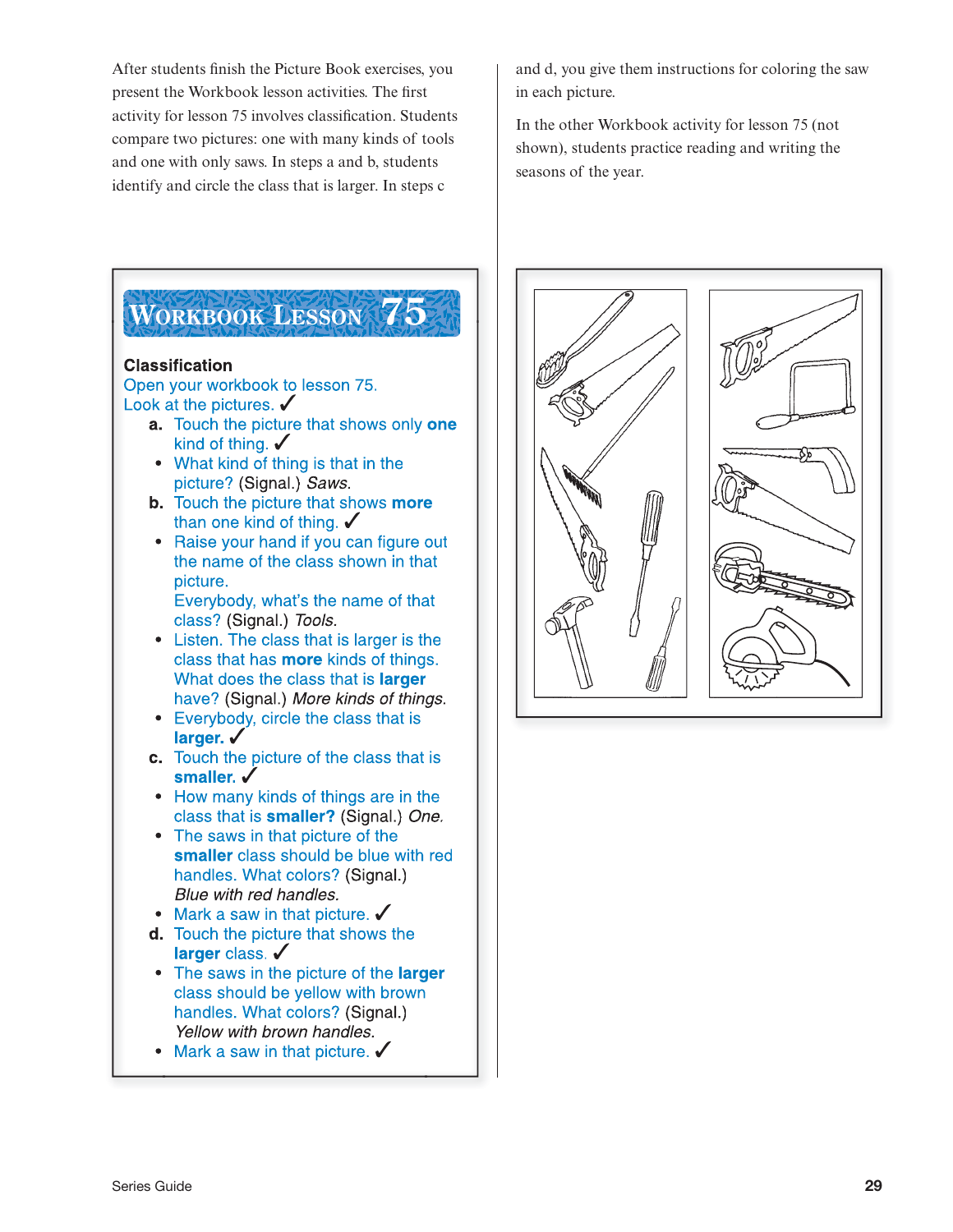After students finish the Picture Book exercises, you present the Workbook lesson activities. The first activity for lesson 75 involves classification. Students compare two pictures: one with many kinds of tools and one with only saws. In steps a and b, students identify and circle the class that is larger. In steps c and d, you give them instructions for coloring the saw in each picture.

In the other Workbook activity for lesson 75 (not shown), students practice reading and writing the seasons of the year.

## Workbook Lesson 75

### Classification

Open your workbook to lesson 75.

Look at the pictures. ✓

**a.** Touch the picture that shows only **one** kind of thing. ✓

- What kind of thing is that in the picture? (Signal.) *Saws.*

**b.** Touch the picture that shows **more** than one kind of thing. ✓

- Raise your hand if you can figure out the name of the class shown in that picture.
  Everybody, what's the name of that class? (Signal.) *Tools.*
- Listen. The class that is larger is the class that has **more** kinds of things. What does the class that is **larger** have? (Signal.) *More kinds of things.*
- Everybody, circle the class that is **larger.** ✓

**c.** Touch the picture of the class that is **smaller.** ✓

- How many kinds of things are in the class that is **smaller?** (Signal.) *One.*
- The saws in that picture of the **smaller** class should be blue with red handles. What colors? (Signal.) *Blue with red handles.*
- Mark a saw in that picture. ✓

**d.** Touch the picture that shows the **larger** class. ✓

- The saws in the picture of the **larger** class should be yellow with brown handles. What colors? (Signal.) *Yellow with brown handles.*
- Mark a saw in that picture. ✓